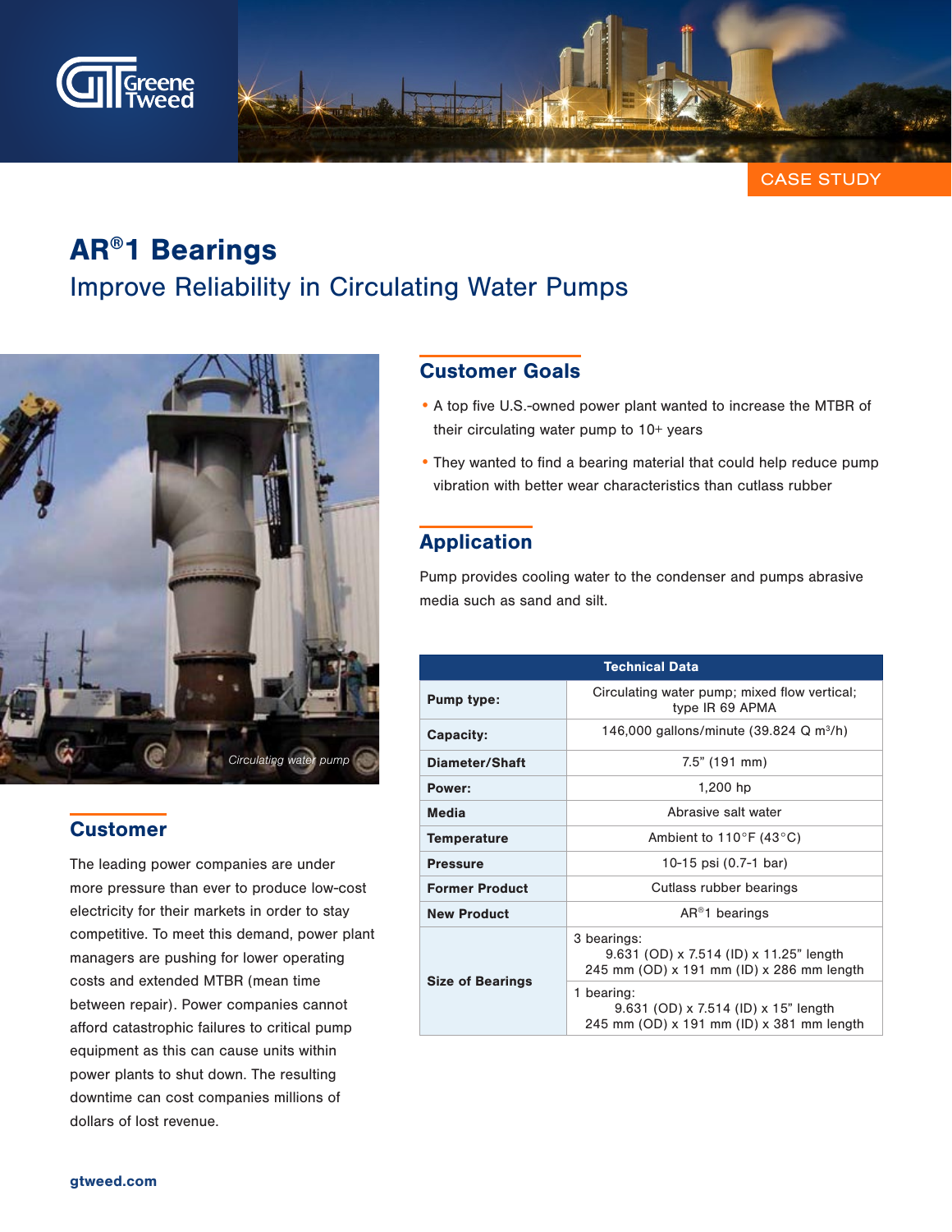CASE STUDY

# AR®1 Bearings

## Improve Reliability in Circulating Water Pumps

Circulating water pump

## Customer

The leading power companies are under more pressure than ever to produce low-cost electricity for their markets in order to stay competitive. To meet this demand, power plant managers are pushing for lower operating costs and extended MTBR (mean time between repair). Power companies cannot afford catastrophic failures to critical pump equipment as this can cause units within power plants to shut down. The resulting downtime can cost companies millions of dollars of lost revenue.

## Customer Goals

- A top five U.S.-owned power plant wanted to increase the MTBR of their circulating water pump to 10+ years
- They wanted to find a bearing material that could help reduce pump vibration with better wear characteristics than cutlass rubber

## Application

Pump provides cooling water to the condenser and pumps abrasive media such as sand and silt.

| Technical Data | |
|---|---|
| **Pump type:** | Circulating water pump; mixed flow vertical; type IR 69 APMA |
| **Capacity:** | 146,000 gallons/minute (39.824 Q m³/h) |
| **Diameter/Shaft** | 7.5" (191 mm) |
| **Power:** | 1,200 hp |
| **Media** | Abrasive salt water |
| **Temperature** | Ambient to 110°F (43°C) |
| **Pressure** | 10-15 psi (0.7-1 bar) |
| **Former Product** | Cutlass rubber bearings |
| **New Product** | AR®1 bearings |
| **Size of Bearings** | 3 bearings: 9.631 (OD) x 7.514 (ID) x 11.25" length 245 mm (OD) x 191 mm (ID) x 286 mm length |
| | 1 bearing: 9.631 (OD) x 7.514 (ID) x 15" length 245 mm (OD) x 191 mm (ID) x 381 mm length |

gtweed.com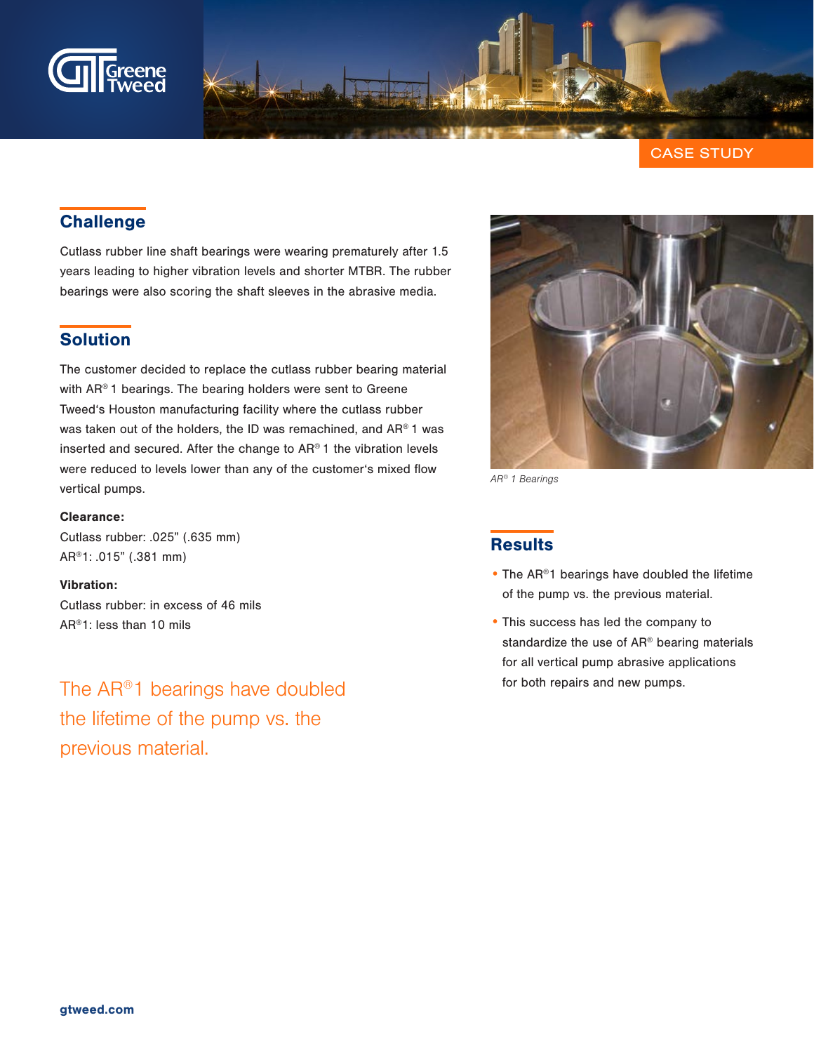CASE STUDY

## Challenge

Cutlass rubber line shaft bearings were wearing prematurely after 1.5 years leading to higher vibration levels and shorter MTBR. The rubber bearings were also scoring the shaft sleeves in the abrasive media.

## Solution

The customer decided to replace the cutlass rubber bearing material with AR® 1 bearings. The bearing holders were sent to Greene Tweed's Houston manufacturing facility where the cutlass rubber was taken out of the holders, the ID was remachined, and AR® 1 was inserted and secured. After the change to AR® 1 the vibration levels were reduced to levels lower than any of the customer's mixed flow vertical pumps.

**Clearance:**
Cutlass rubber: .025" (.635 mm)
AR®1: .015" (.381 mm)

**Vibration:**
Cutlass rubber: in excess of 46 mils
AR®1: less than 10 mils

The AR®1 bearings have doubled the lifetime of the pump vs. the previous material.

*AR® 1 Bearings*

## Results

- The AR®1 bearings have doubled the lifetime of the pump vs. the previous material.
- This success has led the company to standardize the use of AR® bearing materials for all vertical pump abrasive applications for both repairs and new pumps.

gtweed.com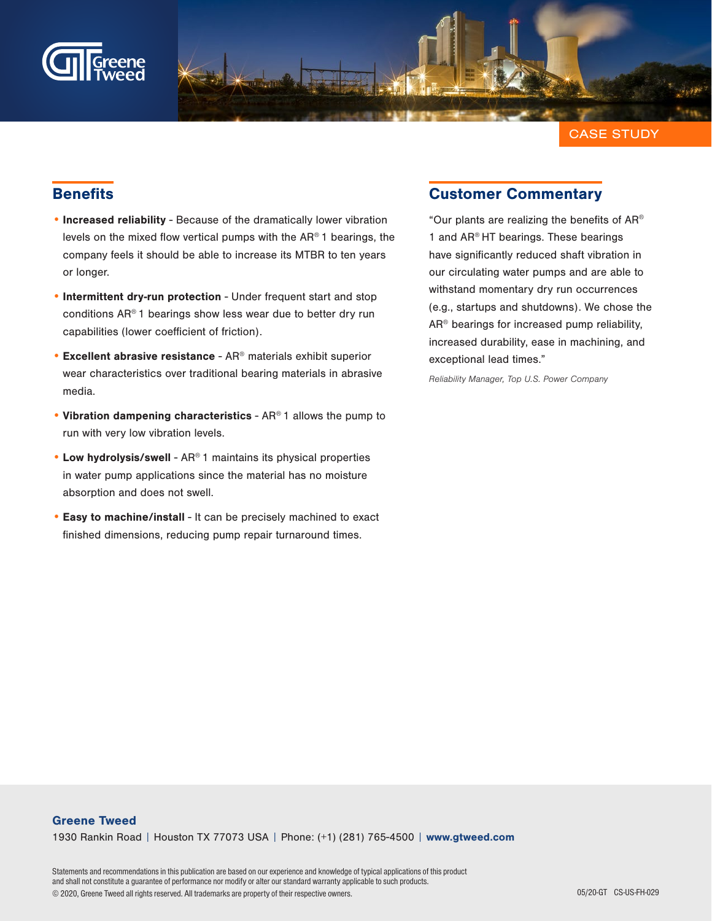CASE STUDY

## Benefits

- **Increased reliability** - Because of the dramatically lower vibration levels on the mixed flow vertical pumps with the AR® 1 bearings, the company feels it should be able to increase its MTBR to ten years or longer.
- **Intermittent dry-run protection** - Under frequent start and stop conditions AR® 1 bearings show less wear due to better dry run capabilities (lower coefficient of friction).
- **Excellent abrasive resistance** - AR® materials exhibit superior wear characteristics over traditional bearing materials in abrasive media.
- **Vibration dampening characteristics** - AR® 1 allows the pump to run with very low vibration levels.
- **Low hydrolysis/swell** - AR® 1 maintains its physical properties in water pump applications since the material has no moisture absorption and does not swell.
- **Easy to machine/install** - It can be precisely machined to exact finished dimensions, reducing pump repair turnaround times.

## Customer Commentary

"Our plants are realizing the benefits of AR® 1 and AR® HT bearings. These bearings have significantly reduced shaft vibration in our circulating water pumps and are able to withstand momentary dry run occurrences (e.g., startups and shutdowns). We chose the AR® bearings for increased pump reliability, increased durability, ease in machining, and exceptional lead times."

*Reliability Manager, Top U.S. Power Company*

**Greene Tweed**

1930 Rankin Road | Houston TX 77073 USA | Phone: (+1) (281) 765-4500 | **www.gtweed.com**

Statements and recommendations in this publication are based on our experience and knowledge of typical applications of this product and shall not constitute a guarantee of performance nor modify or alter our standard warranty applicable to such products.

© 2020, Greene Tweed all rights reserved. All trademarks are property of their respective owners.

05/20-GT CS-US-FH-029